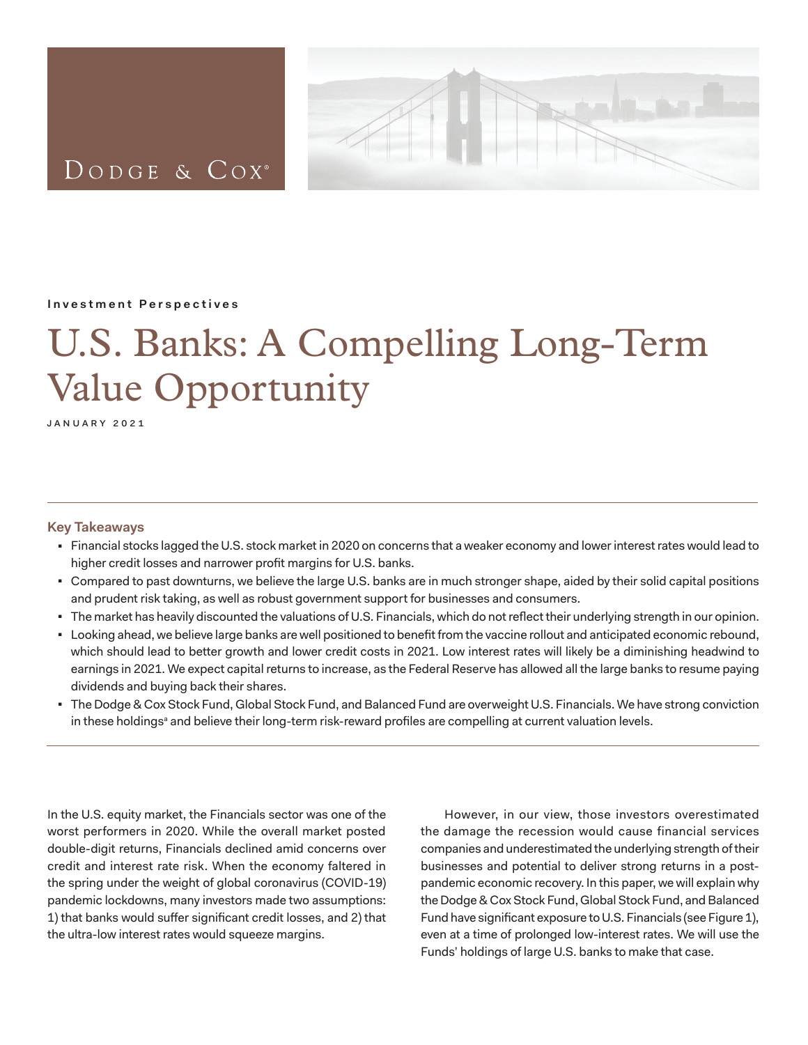Dodge & Cox®

**Investment Perspectives**

# U.S. Banks: A Compelling Long-Term Value Opportunity

JANUARY 2021

## Key Takeaways

- Financial stocks lagged the U.S. stock market in 2020 on concerns that a weaker economy and lower interest rates would lead to higher credit losses and narrower profit margins for U.S. banks.
- Compared to past downturns, we believe the large U.S. banks are in much stronger shape, aided by their solid capital positions and prudent risk taking, as well as robust government support for businesses and consumers.
- The market has heavily discounted the valuations of U.S. Financials, which do not reflect their underlying strength in our opinion.
- Looking ahead, we believe large banks are well positioned to benefit from the vaccine rollout and anticipated economic rebound, which should lead to better growth and lower credit costs in 2021. Low interest rates will likely be a diminishing headwind to earnings in 2021. We expect capital returns to increase, as the Federal Reserve has allowed all the large banks to resume paying dividends and buying back their shares.
- The Dodge & Cox Stock Fund, Global Stock Fund, and Balanced Fund are overweight U.S. Financials. We have strong conviction in these holdings[a] and believe their long-term risk-reward profiles are compelling at current valuation levels.

In the U.S. equity market, the Financials sector was one of the worst performers in 2020. While the overall market posted double-digit returns, Financials declined amid concerns over credit and interest rate risk. When the economy faltered in the spring under the weight of global coronavirus (COVID-19) pandemic lockdowns, many investors made two assumptions: 1) that banks would suffer significant credit losses, and 2) that the ultra-low interest rates would squeeze margins.

However, in our view, those investors overestimated the damage the recession would cause financial services companies and underestimated the underlying strength of their businesses and potential to deliver strong returns in a post-pandemic economic recovery. In this paper, we will explain why the Dodge & Cox Stock Fund, Global Stock Fund, and Balanced Fund have significant exposure to U.S. Financials (see Figure 1), even at a time of prolonged low-interest rates. We will use the Funds' holdings of large U.S. banks to make that case.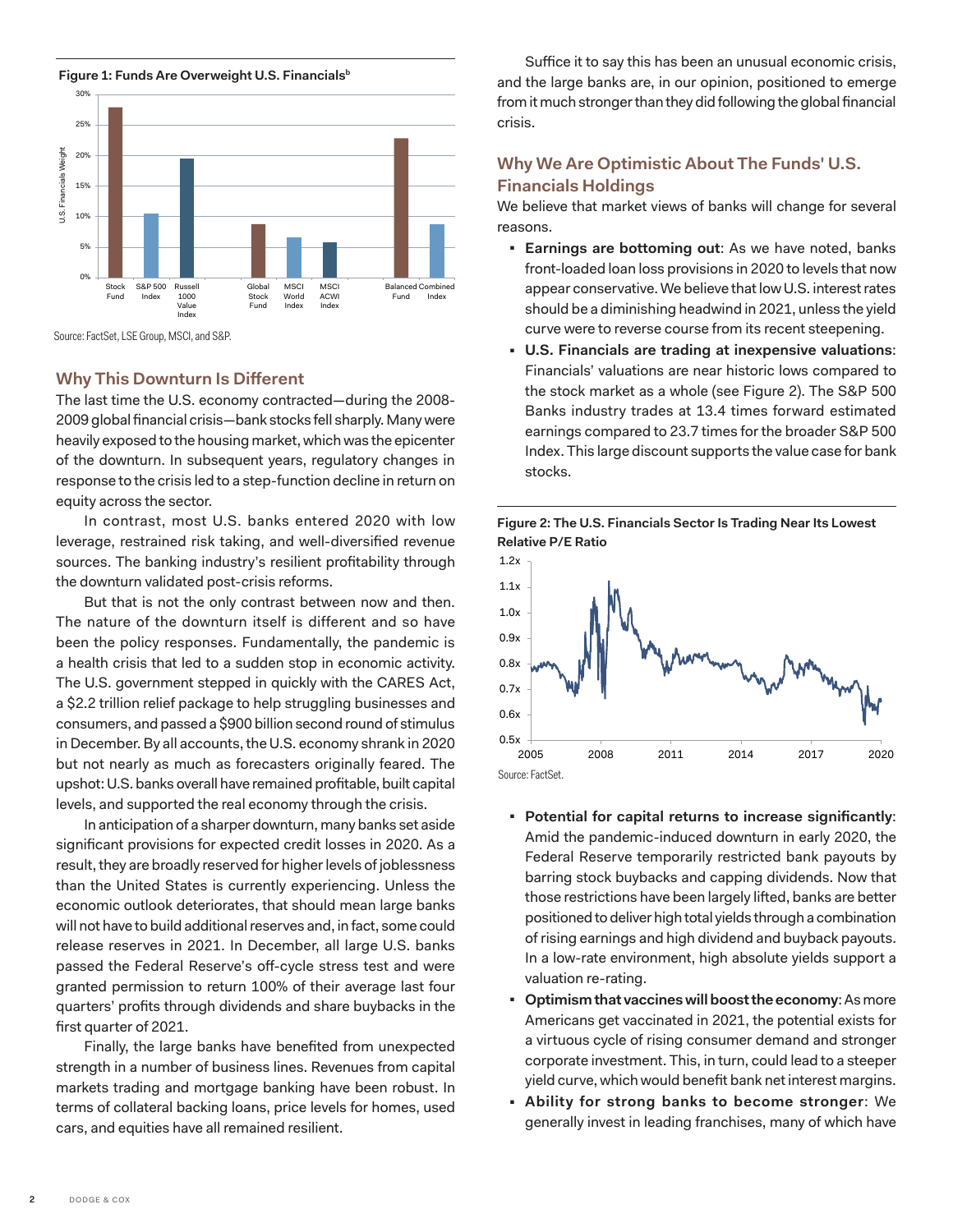**Figure 1: Funds Are Overweight U.S. Financials**[b]

Source: FactSet, LSE Group, MSCI, and S&P.

## Why This Downturn Is Different

The last time the U.S. economy contracted—during the 2008-2009 global financial crisis—bank stocks fell sharply. Many were heavily exposed to the housing market, which was the epicenter of the downturn. In subsequent years, regulatory changes in response to the crisis led to a step-function decline in return on equity across the sector.

In contrast, most U.S. banks entered 2020 with low leverage, restrained risk taking, and well-diversified revenue sources. The banking industry's resilient profitability through the downturn validated post-crisis reforms.

But that is not the only contrast between now and then. The nature of the downturn itself is different and so have been the policy responses. Fundamentally, the pandemic is a health crisis that led to a sudden stop in economic activity. The U.S. government stepped in quickly with the CARES Act, a $2.2 trillion relief package to help struggling businesses and consumers, and passed a $900 billion second round of stimulus in December. By all accounts, the U.S. economy shrank in 2020 but not nearly as much as forecasters originally feared. The upshot: U.S. banks overall have remained profitable, built capital levels, and supported the real economy through the crisis.

In anticipation of a sharper downturn, many banks set aside significant provisions for expected credit losses in 2020. As a result, they are broadly reserved for higher levels of joblessness than the United States is currently experiencing. Unless the economic outlook deteriorates, that should mean large banks will not have to build additional reserves and, in fact, some could release reserves in 2021. In December, all large U.S. banks passed the Federal Reserve's off-cycle stress test and were granted permission to return 100% of their average last four quarters' profits through dividends and share buybacks in the first quarter of 2021.

Finally, the large banks have benefited from unexpected strength in a number of business lines. Revenues from capital markets trading and mortgage banking have been robust. In terms of collateral backing loans, price levels for homes, used cars, and equities have all remained resilient.

Suffice it to say this has been an unusual economic crisis, and the large banks are, in our opinion, positioned to emerge from it much stronger than they did following the global financial crisis.

## Why We Are Optimistic About The Funds' U.S. Financials Holdings

We believe that market views of banks will change for several reasons.

- **Earnings are bottoming out**: As we have noted, banks front-loaded loan loss provisions in 2020 to levels that now appear conservative. We believe that low U.S. interest rates should be a diminishing headwind in 2021, unless the yield curve were to reverse course from its recent steepening.
- **U.S. Financials are trading at inexpensive valuations**: Financials' valuations are near historic lows compared to the stock market as a whole (see Figure 2). The S&P 500 Banks industry trades at 13.4 times forward estimated earnings compared to 23.7 times for the broader S&P 500 Index. This large discount supports the value case for bank stocks.

**Figure 2: The U.S. Financials Sector Is Trading Near Its Lowest Relative P/E Ratio**

Source: FactSet.

- **Potential for capital returns to increase significantly**: Amid the pandemic-induced downturn in early 2020, the Federal Reserve temporarily restricted bank payouts by barring stock buybacks and capping dividends. Now that those restrictions have been largely lifted, banks are better positioned to deliver high total yields through a combination of rising earnings and high dividend and buyback payouts. In a low-rate environment, high absolute yields support a valuation re-rating.
- **Optimism that vaccines will boost the economy**: As more Americans get vaccinated in 2021, the potential exists for a virtuous cycle of rising consumer demand and stronger corporate investment. This, in turn, could lead to a steeper yield curve, which would benefit bank net interest margins.
- **Ability for strong banks to become stronger**: We generally invest in leading franchises, many of which have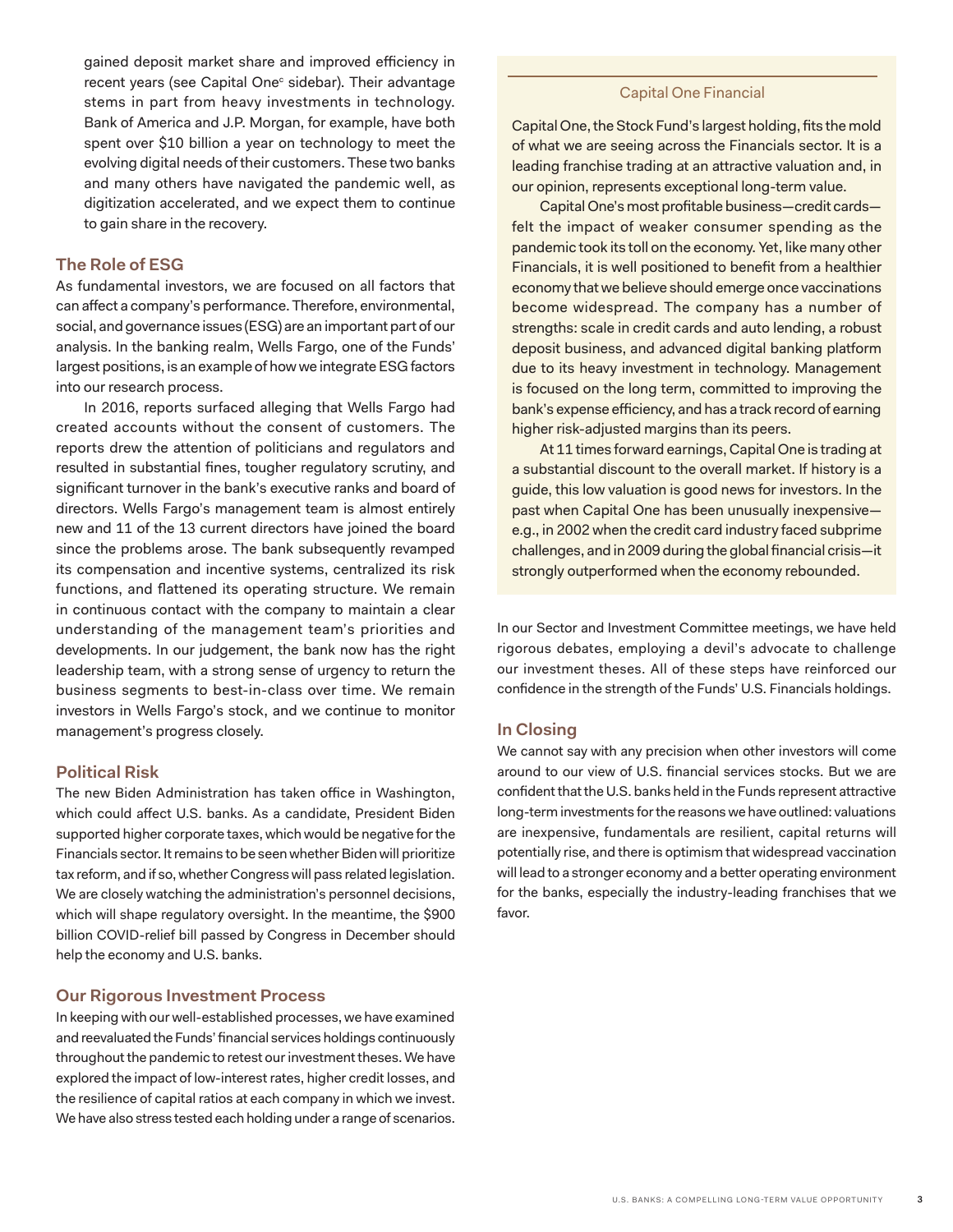gained deposit market share and improved efficiency in recent years (see Capital One[c] sidebar). Their advantage stems in part from heavy investments in technology. Bank of America and J.P. Morgan, for example, have both spent over $10 billion a year on technology to meet the evolving digital needs of their customers. These two banks and many others have navigated the pandemic well, as digitization accelerated, and we expect them to continue to gain share in the recovery.

## The Role of ESG

As fundamental investors, we are focused on all factors that can affect a company's performance. Therefore, environmental, social, and governance issues (ESG) are an important part of our analysis. In the banking realm, Wells Fargo, one of the Funds' largest positions, is an example of how we integrate ESG factors into our research process.

In 2016, reports surfaced alleging that Wells Fargo had created accounts without the consent of customers. The reports drew the attention of politicians and regulators and resulted in substantial fines, tougher regulatory scrutiny, and significant turnover in the bank's executive ranks and board of directors. Wells Fargo's management team is almost entirely new and 11 of the 13 current directors have joined the board since the problems arose. The bank subsequently revamped its compensation and incentive systems, centralized its risk functions, and flattened its operating structure. We remain in continuous contact with the company to maintain a clear understanding of the management team's priorities and developments. In our judgement, the bank now has the right leadership team, with a strong sense of urgency to return the business segments to best-in-class over time. We remain investors in Wells Fargo's stock, and we continue to monitor management's progress closely.

## Political Risk

The new Biden Administration has taken office in Washington, which could affect U.S. banks. As a candidate, President Biden supported higher corporate taxes, which would be negative for the Financials sector. It remains to be seen whether Biden will prioritize tax reform, and if so, whether Congress will pass related legislation. We are closely watching the administration's personnel decisions, which will shape regulatory oversight. In the meantime, the $900 billion COVID-relief bill passed by Congress in December should help the economy and U.S. banks.

## Our Rigorous Investment Process

In keeping with our well-established processes, we have examined and reevaluated the Funds' financial services holdings continuously throughout the pandemic to retest our investment theses. We have explored the impact of low-interest rates, higher credit losses, and the resilience of capital ratios at each company in which we invest. We have also stress tested each holding under a range of scenarios. In our Sector and Investment Committee meetings, we have held rigorous debates, employing a devil's advocate to challenge our investment theses. All of these steps have reinforced our confidence in the strength of the Funds' U.S. Financials holdings.

## In Closing

We cannot say with any precision when other investors will come around to our view of U.S. financial services stocks. But we are confident that the U.S. banks held in the Funds represent attractive long-term investments for the reasons we have outlined: valuations are inexpensive, fundamentals are resilient, capital returns will potentially rise, and there is optimism that widespread vaccination will lead to a stronger economy and a better operating environment for the banks, especially the industry-leading franchises that we favor.

### Capital One Financial

Capital One, the Stock Fund's largest holding, fits the mold of what we are seeing across the Financials sector. It is a leading franchise trading at an attractive valuation and, in our opinion, represents exceptional long-term value.

Capital One's most profitable business—credit cards—felt the impact of weaker consumer spending as the pandemic took its toll on the economy. Yet, like many other Financials, it is well positioned to benefit from a healthier economy that we believe should emerge once vaccinations become widespread. The company has a number of strengths: scale in credit cards and auto lending, a robust deposit business, and advanced digital banking platform due to its heavy investment in technology. Management is focused on the long term, committed to improving the bank's expense efficiency, and has a track record of earning higher risk-adjusted margins than its peers.

At 11 times forward earnings, Capital One is trading at a substantial discount to the overall market. If history is a guide, this low valuation is good news for investors. In the past when Capital One has been unusually inexpensive—e.g., in 2002 when the credit card industry faced subprime challenges, and in 2009 during the global financial crisis—it strongly outperformed when the economy rebounded.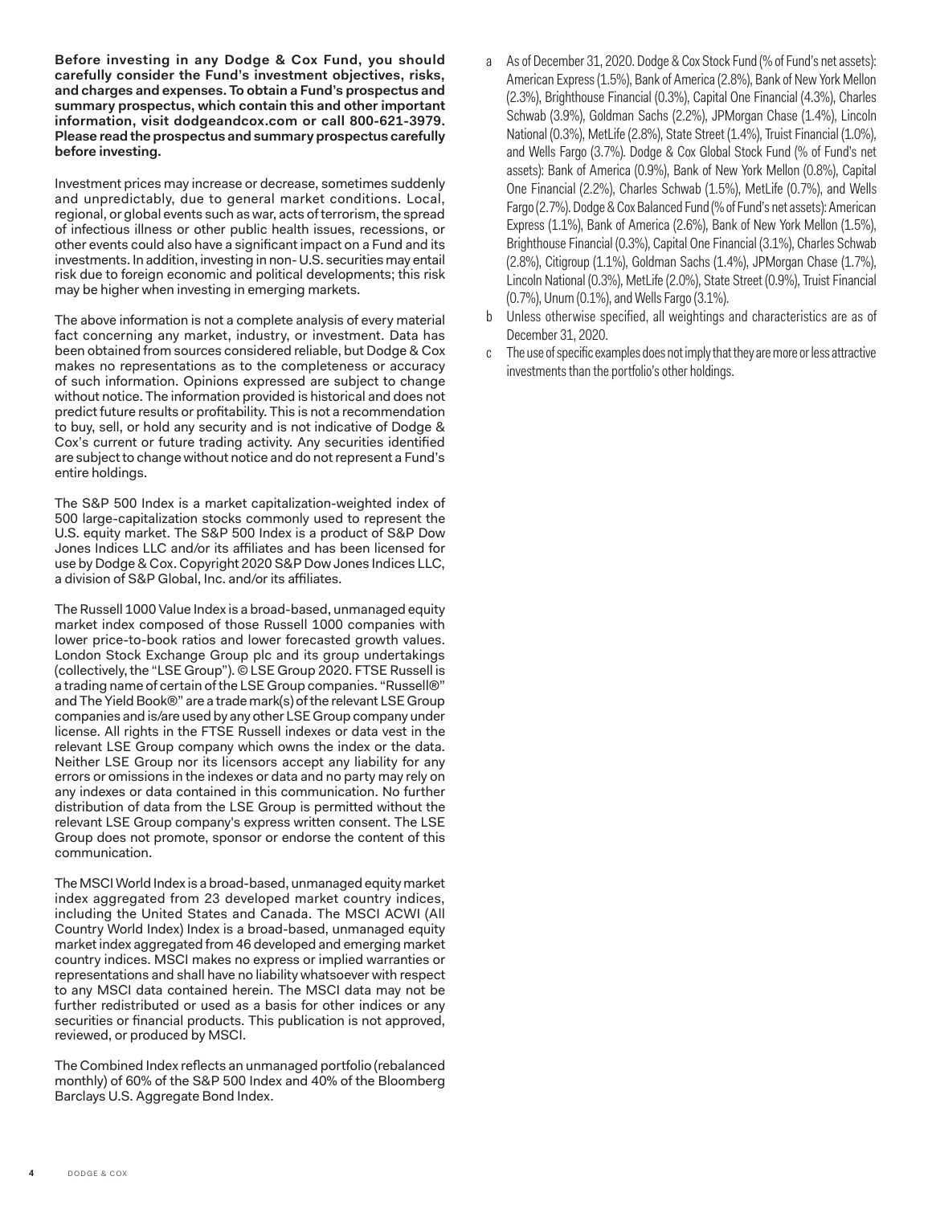**Before investing in any Dodge & Cox Fund, you should carefully consider the Fund's investment objectives, risks, and charges and expenses. To obtain a Fund's prospectus and summary prospectus, which contain this and other important information, visit dodgeandcox.com or call 800-621-3979. Please read the prospectus and summary prospectus carefully before investing.**

Investment prices may increase or decrease, sometimes suddenly and unpredictably, due to general market conditions. Local, regional, or global events such as war, acts of terrorism, the spread of infectious illness or other public health issues, recessions, or other events could also have a significant impact on a Fund and its investments. In addition, investing in non- U.S. securities may entail risk due to foreign economic and political developments; this risk may be higher when investing in emerging markets.

The above information is not a complete analysis of every material fact concerning any market, industry, or investment. Data has been obtained from sources considered reliable, but Dodge & Cox makes no representations as to the completeness or accuracy of such information. Opinions expressed are subject to change without notice. The information provided is historical and does not predict future results or profitability. This is not a recommendation to buy, sell, or hold any security and is not indicative of Dodge & Cox's current or future trading activity. Any securities identified are subject to change without notice and do not represent a Fund's entire holdings.

The S&P 500 Index is a market capitalization-weighted index of 500 large-capitalization stocks commonly used to represent the U.S. equity market. The S&P 500 Index is a product of S&P Dow Jones Indices LLC and/or its affiliates and has been licensed for use by Dodge & Cox. Copyright 2020 S&P Dow Jones Indices LLC, a division of S&P Global, Inc. and/or its affiliates.

The Russell 1000 Value Index is a broad-based, unmanaged equity market index composed of those Russell 1000 companies with lower price-to-book ratios and lower forecasted growth values. London Stock Exchange Group plc and its group undertakings (collectively, the "LSE Group"). © LSE Group 2020. FTSE Russell is a trading name of certain of the LSE Group companies. "Russell®" and The Yield Book®" are a trade mark(s) of the relevant LSE Group companies and is/are used by any other LSE Group company under license. All rights in the FTSE Russell indexes or data vest in the relevant LSE Group company which owns the index or the data. Neither LSE Group nor its licensors accept any liability for any errors or omissions in the indexes or data and no party may rely on any indexes or data contained in this communication. No further distribution of data from the LSE Group is permitted without the relevant LSE Group company's express written consent. The LSE Group does not promote, sponsor or endorse the content of this communication.

The MSCI World Index is a broad-based, unmanaged equity market index aggregated from 23 developed market country indices, including the United States and Canada. The MSCI ACWI (All Country World Index) Index is a broad-based, unmanaged equity market index aggregated from 46 developed and emerging market country indices. MSCI makes no express or implied warranties or representations and shall have no liability whatsoever with respect to any MSCI data contained herein. The MSCI data may not be further redistributed or used as a basis for other indices or any securities or financial products. This publication is not approved, reviewed, or produced by MSCI.

The Combined Index reflects an unmanaged portfolio (rebalanced monthly) of 60% of the S&P 500 Index and 40% of the Bloomberg Barclays U.S. Aggregate Bond Index.

a As of December 31, 2020. Dodge & Cox Stock Fund (% of Fund's net assets): American Express (1.5%), Bank of America (2.8%), Bank of New York Mellon (2.3%), Brighthouse Financial (0.3%), Capital One Financial (4.3%), Charles Schwab (3.9%), Goldman Sachs (2.2%), JPMorgan Chase (1.4%), Lincoln National (0.3%), MetLife (2.8%), State Street (1.4%), Truist Financial (1.0%), and Wells Fargo (3.7%). Dodge & Cox Global Stock Fund (% of Fund's net assets): Bank of America (0.9%), Bank of New York Mellon (0.8%), Capital One Financial (2.2%), Charles Schwab (1.5%), MetLife (0.7%), and Wells Fargo (2.7%). Dodge & Cox Balanced Fund (% of Fund's net assets): American Express (1.1%), Bank of America (2.6%), Bank of New York Mellon (1.5%), Brighthouse Financial (0.3%), Capital One Financial (3.1%), Charles Schwab (2.8%), Citigroup (1.1%), Goldman Sachs (1.4%), JPMorgan Chase (1.7%), Lincoln National (0.3%), MetLife (2.0%), State Street (0.9%), Truist Financial (0.7%), Unum (0.1%), and Wells Fargo (3.1%).

b Unless otherwise specified, all weightings and characteristics are as of December 31, 2020.

c The use of specific examples does not imply that they are more or less attractive investments than the portfolio's other holdings.